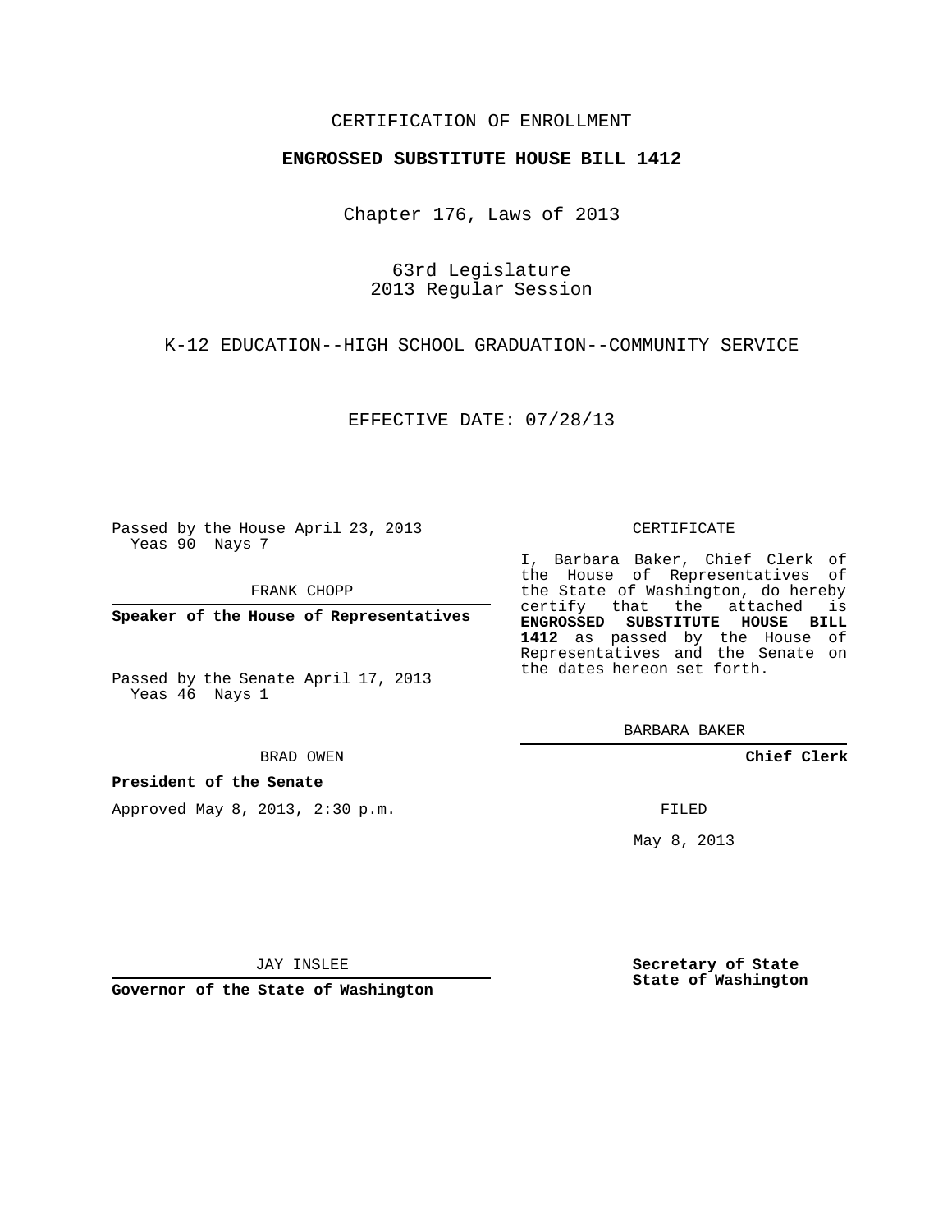CERTIFICATION OF ENROLLMENT

**ENGROSSED SUBSTITUTE HOUSE BILL 1412**

Chapter 176, Laws of 2013

63rd Legislature
2013 Regular Session

K-12 EDUCATION--HIGH SCHOOL GRADUATION--COMMUNITY SERVICE

EFFECTIVE DATE: 07/28/13

Passed by the House April 23, 2013
Yeas 90 Nays 7

FRANK CHOPP

**Speaker of the House of Representatives**

Passed by the Senate April 17, 2013
Yeas 46 Nays 1

BRAD OWEN

**President of the Senate**

Approved May 8, 2013, 2:30 p.m.

JAY INSLEE

**Governor of the State of Washington**

CERTIFICATE

I, Barbara Baker, Chief Clerk of the House of Representatives of the State of Washington, do hereby certify that the attached is **ENGROSSED SUBSTITUTE HOUSE BILL 1412** as passed by the House of Representatives and the Senate on the dates hereon set forth.

BARBARA BAKER

**Chief Clerk**

FILED

May 8, 2013

**Secretary of State**
**State of Washington**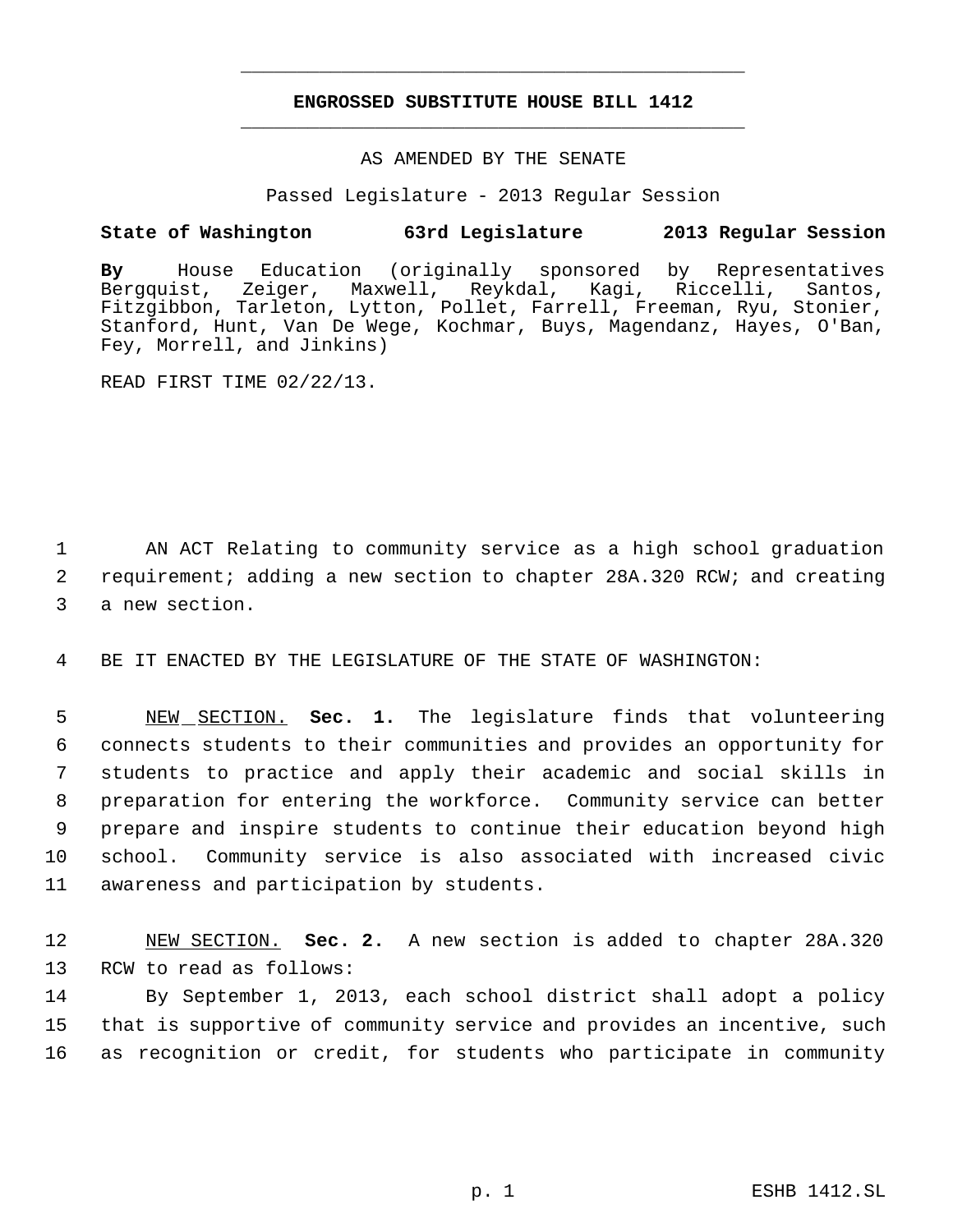# ENGROSSED SUBSTITUTE HOUSE BILL 1412

AS AMENDED BY THE SENATE

Passed Legislature - 2013 Regular Session

**State of Washington 63rd Legislature 2013 Regular Session**

**By** House Education (originally sponsored by Representatives Bergquist, Zeiger, Maxwell, Reykdal, Kagi, Riccelli, Santos, Fitzgibbon, Tarleton, Lytton, Pollet, Farrell, Freeman, Ryu, Stonier, Stanford, Hunt, Van De Wege, Kochmar, Buys, Magendanz, Hayes, O'Ban, Fey, Morrell, and Jinkins)

READ FIRST TIME 02/22/13.

1 AN ACT Relating to community service as a high school graduation
2 requirement; adding a new section to chapter 28A.320 RCW; and creating
3 a new section.

4 BE IT ENACTED BY THE LEGISLATURE OF THE STATE OF WASHINGTON:

5 NEW SECTION. **Sec. 1.** The legislature finds that volunteering
6 connects students to their communities and provides an opportunity for
7 students to practice and apply their academic and social skills in
8 preparation for entering the workforce. Community service can better
9 prepare and inspire students to continue their education beyond high
10 school. Community service is also associated with increased civic
11 awareness and participation by students.

12 NEW SECTION. **Sec. 2.** A new section is added to chapter 28A.320
13 RCW to read as follows:
14 By September 1, 2013, each school district shall adopt a policy
15 that is supportive of community service and provides an incentive, such
16 as recognition or credit, for students who participate in community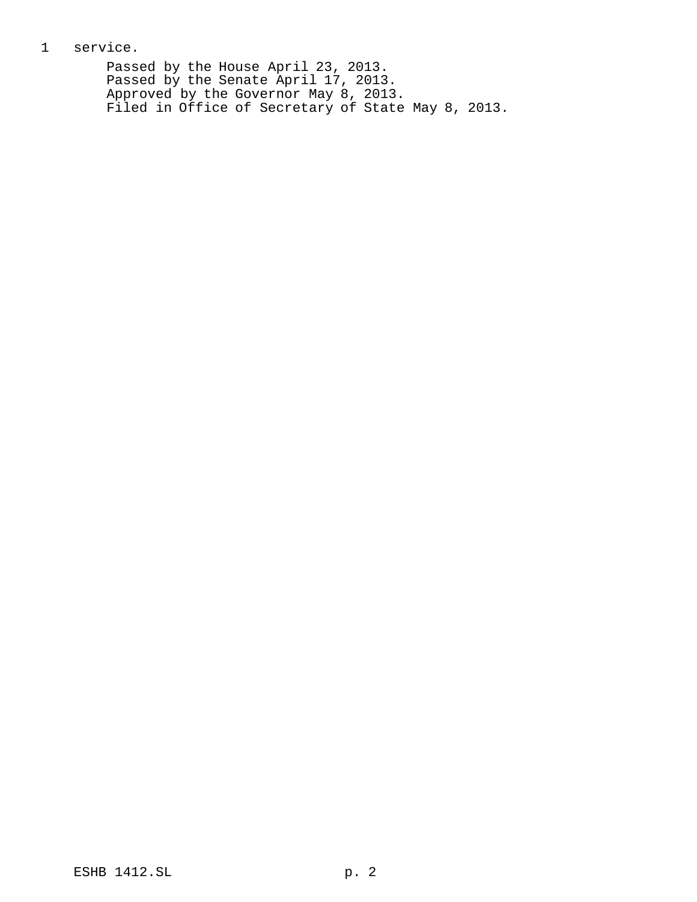service.

Passed by the House April 23, 2013.
Passed by the Senate April 17, 2013.
Approved by the Governor May 8, 2013.
Filed in Office of Secretary of State May 8, 2013.